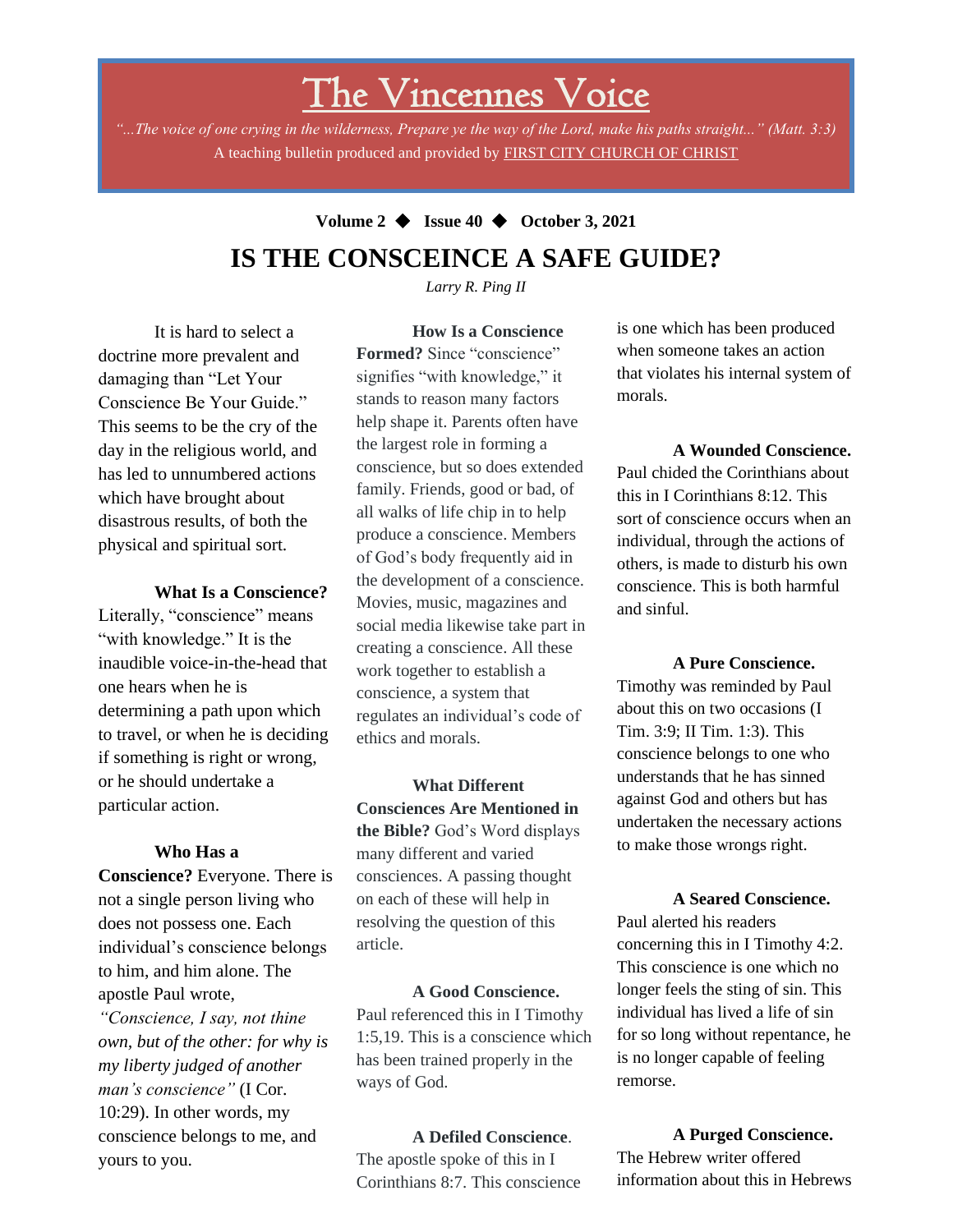# The Vincennes Voice

*"...The voice of one crying in the wilderness, Prepare ye the way of the Lord, make his paths straight..." (Matt. 3:3)*

A teaching bulletin produced and provided by FIRST CITY CHURCH OF CHRIST

**Volume 2 ◆ Issue 40 ◆ October 3, 2021**

## IS THE CONSCEINCE A SAFE GUIDE?

*Larry R. Ping II*

It is hard to select a doctrine more prevalent and damaging than "Let Your Conscience Be Your Guide." This seems to be the cry of the day in the religious world, and has led to unnumbered actions which have brought about disastrous results, of both the physical and spiritual sort.

**What Is a Conscience?** Literally, "conscience" means "with knowledge." It is the inaudible voice-in-the-head that one hears when he is determining a path upon which to travel, or when he is deciding if something is right or wrong, or he should undertake a particular action.

**Who Has a Conscience?** Everyone. There is not a single person living who does not possess one. Each individual's conscience belongs to him, and him alone. The apostle Paul wrote, *"Conscience, I say, not thine own, but of the other: for why is my liberty judged of another man's conscience"* (I Cor. 10:29). In other words, my conscience belongs to me, and yours to you.

**How Is a Conscience Formed?** Since "conscience" signifies "with knowledge," it stands to reason many factors help shape it. Parents often have the largest role in forming a conscience, but so does extended family. Friends, good or bad, of all walks of life chip in to help produce a conscience. Members of God's body frequently aid in the development of a conscience. Movies, music, magazines and social media likewise take part in creating a conscience. All these work together to establish a conscience, a system that regulates an individual's code of ethics and morals.

**What Different Consciences Are Mentioned in the Bible?** God's Word displays many different and varied consciences. A passing thought on each of these will help in resolving the question of this article.

**A Good Conscience.** Paul referenced this in I Timothy 1:5,19. This is a conscience which has been trained properly in the ways of God.

**A Defiled Conscience**. The apostle spoke of this in I Corinthians 8:7. This conscience is one which has been produced when someone takes an action that violates his internal system of morals.

**A Wounded Conscience.** Paul chided the Corinthians about this in I Corinthians 8:12. This sort of conscience occurs when an individual, through the actions of others, is made to disturb his own conscience. This is both harmful and sinful.

**A Pure Conscience.** Timothy was reminded by Paul about this on two occasions (I Tim. 3:9; II Tim. 1:3). This conscience belongs to one who understands that he has sinned against God and others but has undertaken the necessary actions to make those wrongs right.

**A Seared Conscience.** Paul alerted his readers concerning this in I Timothy 4:2. This conscience is one which no longer feels the sting of sin. This individual has lived a life of sin for so long without repentance, he is no longer capable of feeling remorse.

**A Purged Conscience.** The Hebrew writer offered information about this in Hebrews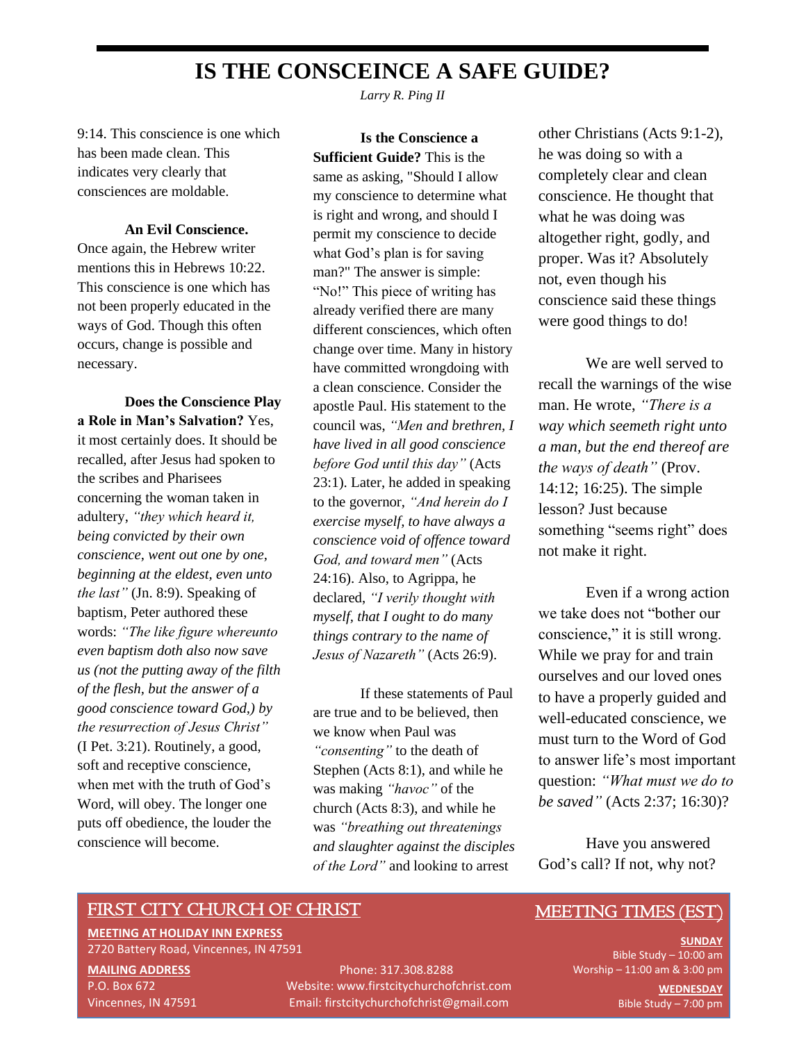# IS THE CONSCEINCE A SAFE GUIDE?

*Larry R. Ping II*

9:14. This conscience is one which has been made clean. This indicates very clearly that consciences are moldable.

**An Evil Conscience.** Once again, the Hebrew writer mentions this in Hebrews 10:22. This conscience is one which has not been properly educated in the ways of God. Though this often occurs, change is possible and necessary.

**Does the Conscience Play a Role in Man's Salvation?** Yes, it most certainly does. It should be recalled, after Jesus had spoken to the scribes and Pharisees concerning the woman taken in adultery, *"they which heard it, being convicted by their own conscience, went out one by one, beginning at the eldest, even unto the last"* (Jn. 8:9). Speaking of baptism, Peter authored these words: *"The like figure whereunto even baptism doth also now save us (not the putting away of the filth of the flesh, but the answer of a good conscience toward God,) by the resurrection of Jesus Christ"* (I Pet. 3:21). Routinely, a good, soft and receptive conscience, when met with the truth of God's Word, will obey. The longer one puts off obedience, the louder the conscience will become.

**Is the Conscience a Sufficient Guide?** This is the same as asking, "Should I allow my conscience to determine what is right and wrong, and should I permit my conscience to decide what God's plan is for saving man?" The answer is simple: "No!" This piece of writing has already verified there are many different consciences, which often change over time. Many in history have committed wrongdoing with a clean conscience. Consider the apostle Paul. His statement to the council was, *"Men and brethren, I have lived in all good conscience before God until this day"* (Acts 23:1). Later, he added in speaking to the governor, *"And herein do I exercise myself, to have always a conscience void of offence toward God, and toward men"* (Acts 24:16). Also, to Agrippa, he declared, *"I verily thought with myself, that I ought to do many things contrary to the name of Jesus of Nazareth"* (Acts 26:9).

If these statements of Paul are true and to be believed, then we know when Paul was *"consenting"* to the death of Stephen (Acts 8:1), and while he was making *"havoc"* of the church (Acts 8:3), and while he was *"breathing out threatenings and slaughter against the disciples of the Lord"* and looking to arrest other Christians (Acts 9:1-2), he was doing so with a completely clear and clean conscience. He thought that what he was doing was altogether right, godly, and proper. Was it? Absolutely not, even though his conscience said these things were good things to do!

We are well served to recall the warnings of the wise man. He wrote, *"There is a way which seemeth right unto a man, but the end thereof are the ways of death"* (Prov. 14:12; 16:25). The simple lesson? Just because something "seems right" does not make it right.

Even if a wrong action we take does not "bother our conscience," it is still wrong. While we pray for and train ourselves and our loved ones to have a properly guided and well-educated conscience, we must turn to the Word of God to answer life's most important question: *"What must we do to be saved"* (Acts 2:37; 16:30)?

Have you answered God's call? If not, why not?

## FIRST CITY CHURCH OF CHRIST

**MEETING AT HOLIDAY INN EXPRESS**
2720 Battery Road, Vincennes, IN 47591

**MAILING ADDRESS**
P.O. Box 672
Vincennes, IN 47591

Phone: 317.308.8288
Website: www.firstcitychurchofchrist.com
Email: firstcitychurchofchrist@gmail.com

## MEETING TIMES (EST)

**SUNDAY**
Bible Study – 10:00 am
Worship – 11:00 am & 3:00 pm

**WEDNESDAY**
Bible Study – 7:00 pm